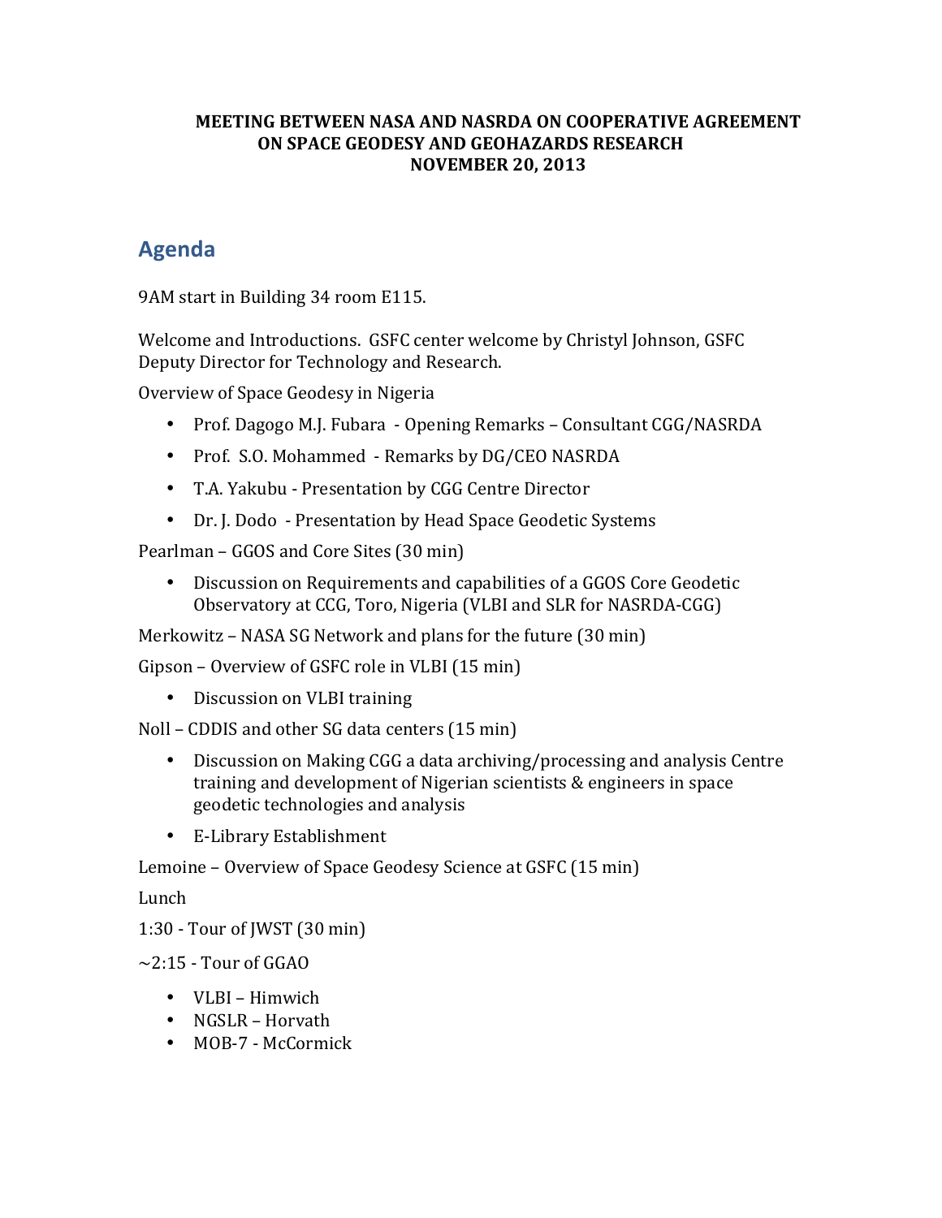**MEETING BETWEEN NASA AND NASRDA ON COOPERATIVE AGREEMENT ON SPACE GEODESY AND GEOHAZARDS RESEARCH NOVEMBER 20, 2013**

## Agenda

9AM start in Building 34 room E115.

Welcome and Introductions. GSFC center welcome by Christyl Johnson, GSFC Deputy Director for Technology and Research.

Overview of Space Geodesy in Nigeria

- Prof. Dagogo M.J. Fubara - Opening Remarks – Consultant CGG/NASRDA
- Prof. S.O. Mohammed - Remarks by DG/CEO NASRDA
- T.A. Yakubu - Presentation by CGG Centre Director
- Dr. J. Dodo - Presentation by Head Space Geodetic Systems

Pearlman – GGOS and Core Sites (30 min)

- Discussion on Requirements and capabilities of a GGOS Core Geodetic Observatory at CCG, Toro, Nigeria (VLBI and SLR for NASRDA-CGG)

Merkowitz – NASA SG Network and plans for the future (30 min)

Gipson – Overview of GSFC role in VLBI (15 min)

- Discussion on VLBI training

Noll – CDDIS and other SG data centers (15 min)

- Discussion on Making CGG a data archiving/processing and analysis Centre training and development of Nigerian scientists & engineers in space geodetic technologies and analysis
- E-Library Establishment

Lemoine – Overview of Space Geodesy Science at GSFC (15 min)

Lunch

1:30 - Tour of JWST (30 min)

~2:15 - Tour of GGAO

- VLBI – Himwich
- NGSLR – Horvath
- MOB-7 - McCormick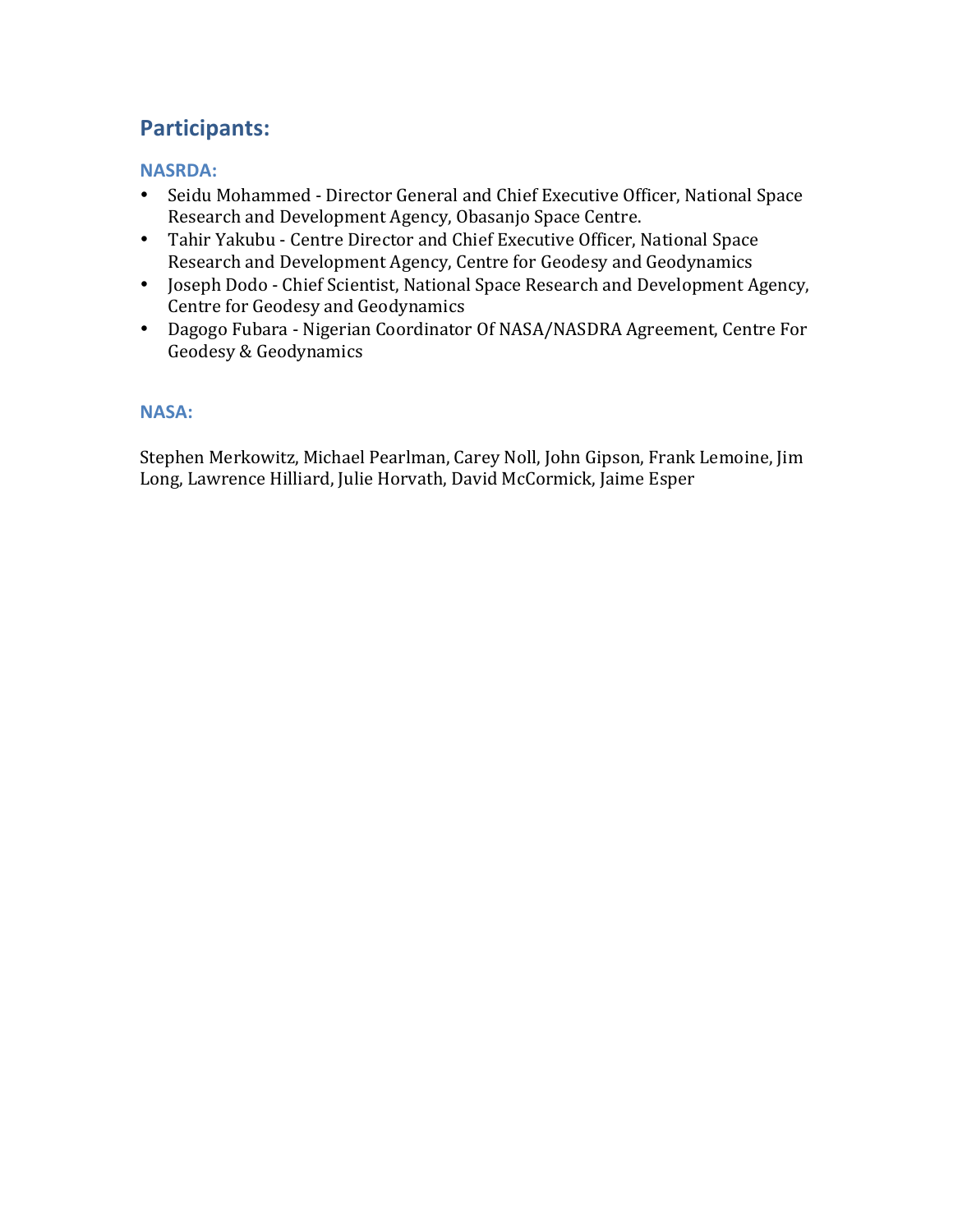## Participants:

### NASRDA:

- Seidu Mohammed - Director General and Chief Executive Officer, National Space Research and Development Agency, Obasanjo Space Centre.
- Tahir Yakubu - Centre Director and Chief Executive Officer, National Space Research and Development Agency, Centre for Geodesy and Geodynamics
- Joseph Dodo - Chief Scientist, National Space Research and Development Agency, Centre for Geodesy and Geodynamics
- Dagogo Fubara - Nigerian Coordinator Of NASA/NASDRA Agreement, Centre For Geodesy & Geodynamics

### NASA:

Stephen Merkowitz, Michael Pearlman, Carey Noll, John Gipson, Frank Lemoine, Jim Long, Lawrence Hilliard, Julie Horvath, David McCormick, Jaime Esper